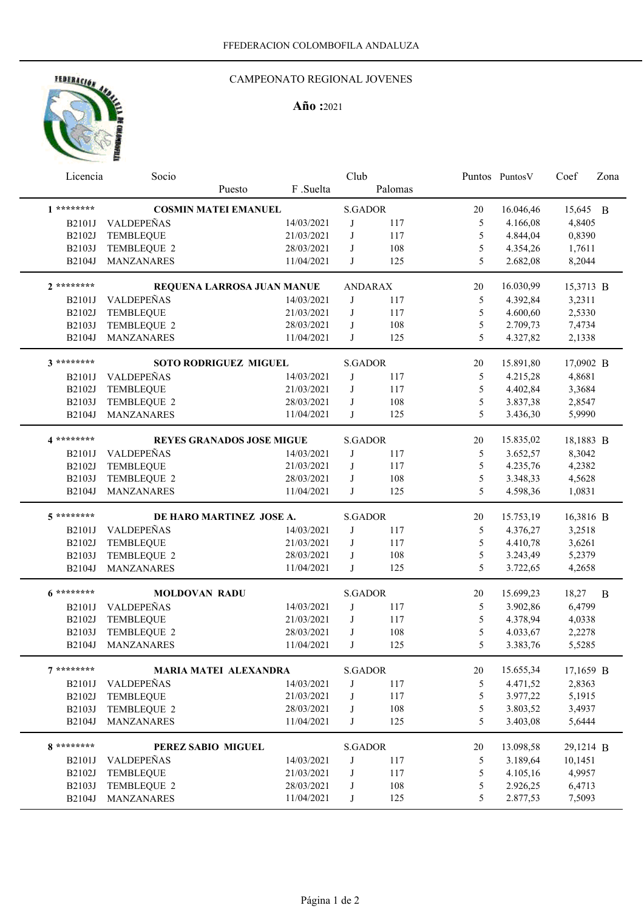FFEDERACION COLOMBOFILA ANDALUZA

## CAMPEONATO REGIONAL JOVENES

**Año :**2021

| Licencia | Socio | Puesto | F .Suelta | Club | Palomas | Puntos | PuntosV | Coef | Zona |
|---|---|---|---|---|---|---|---|---|---|
| **1 ********** | **COSMIN MATEI EMANUEL** | | | S.GADOR | | 20 | 16.046,46 | 15,645 | B |
| B2101J | VALDEPEÑAS | | 14/03/2021 | J | 117 | 5 | 4.166,08 | 4,8405 | |
| B2102J | TEMBLEQUE | | 21/03/2021 | J | 117 | 5 | 4.844,04 | 0,8390 | |
| B2103J | TEMBLEQUE 2 | | 28/03/2021 | J | 108 | 5 | 4.354,26 | 1,7611 | |
| B2104J | MANZANARES | | 11/04/2021 | J | 125 | 5 | 2.682,08 | 8,2044 | |
| **2 ********** | **REQUENA LARROSA JUAN MANUE** | | | ANDARAX | | 20 | 16.030,99 | 15,3713 | B |
| B2101J | VALDEPEÑAS | | 14/03/2021 | J | 117 | 5 | 4.392,84 | 3,2311 | |
| B2102J | TEMBLEQUE | | 21/03/2021 | J | 117 | 5 | 4.600,60 | 2,5330 | |
| B2103J | TEMBLEQUE 2 | | 28/03/2021 | J | 108 | 5 | 2.709,73 | 7,4734 | |
| B2104J | MANZANARES | | 11/04/2021 | J | 125 | 5 | 4.327,82 | 2,1338 | |
| **3 ********** | **SOTO RODRIGUEZ MIGUEL** | | | S.GADOR | | 20 | 15.891,80 | 17,0902 | B |
| B2101J | VALDEPEÑAS | | 14/03/2021 | J | 117 | 5 | 4.215,28 | 4,8681 | |
| B2102J | TEMBLEQUE | | 21/03/2021 | J | 117 | 5 | 4.402,84 | 3,3684 | |
| B2103J | TEMBLEQUE 2 | | 28/03/2021 | J | 108 | 5 | 3.837,38 | 2,8547 | |
| B2104J | MANZANARES | | 11/04/2021 | J | 125 | 5 | 3.436,30 | 5,9990 | |
| **4 ********** | **REYES GRANADOS JOSE MIGUE** | | | S.GADOR | | 20 | 15.835,02 | 18,1883 | B |
| B2101J | VALDEPEÑAS | | 14/03/2021 | J | 117 | 5 | 3.652,57 | 8,3042 | |
| B2102J | TEMBLEQUE | | 21/03/2021 | J | 117 | 5 | 4.235,76 | 4,2382 | |
| B2103J | TEMBLEQUE 2 | | 28/03/2021 | J | 108 | 5 | 3.348,33 | 4,5628 | |
| B2104J | MANZANARES | | 11/04/2021 | J | 125 | 5 | 4.598,36 | 1,0831 | |
| **5 ********** | **DE HARO MARTINEZ JOSE A.** | | | S.GADOR | | 20 | 15.753,19 | 16,3816 | B |
| B2101J | VALDEPEÑAS | | 14/03/2021 | J | 117 | 5 | 4.376,27 | 3,2518 | |
| B2102J | TEMBLEQUE | | 21/03/2021 | J | 117 | 5 | 4.410,78 | 3,6261 | |
| B2103J | TEMBLEQUE 2 | | 28/03/2021 | J | 108 | 5 | 3.243,49 | 5,2379 | |
| B2104J | MANZANARES | | 11/04/2021 | J | 125 | 5 | 3.722,65 | 4,2658 | |
| **6 ********** | **MOLDOVAN RADU** | | | S.GADOR | | 20 | 15.699,23 | 18,27 | B |
| B2101J | VALDEPEÑAS | | 14/03/2021 | J | 117 | 5 | 3.902,86 | 6,4799 | |
| B2102J | TEMBLEQUE | | 21/03/2021 | J | 117 | 5 | 4.378,94 | 4,0338 | |
| B2103J | TEMBLEQUE 2 | | 28/03/2021 | J | 108 | 5 | 4.033,67 | 2,2278 | |
| B2104J | MANZANARES | | 11/04/2021 | J | 125 | 5 | 3.383,76 | 5,5285 | |
| **7 ********** | **MARIA MATEI ALEXANDRA** | | | S.GADOR | | 20 | 15.655,34 | 17,1659 | B |
| B2101J | VALDEPEÑAS | | 14/03/2021 | J | 117 | 5 | 4.471,52 | 2,8363 | |
| B2102J | TEMBLEQUE | | 21/03/2021 | J | 117 | 5 | 3.977,22 | 5,1915 | |
| B2103J | TEMBLEQUE 2 | | 28/03/2021 | J | 108 | 5 | 3.803,52 | 3,4937 | |
| B2104J | MANZANARES | | 11/04/2021 | J | 125 | 5 | 3.403,08 | 5,6444 | |
| **8 ********** | **PEREZ SABIO MIGUEL** | | | S.GADOR | | 20 | 13.098,58 | 29,1214 | B |
| B2101J | VALDEPEÑAS | | 14/03/2021 | J | 117 | 5 | 3.189,64 | 10,1451 | |
| B2102J | TEMBLEQUE | | 21/03/2021 | J | 117 | 5 | 4.105,16 | 4,9957 | |
| B2103J | TEMBLEQUE 2 | | 28/03/2021 | J | 108 | 5 | 2.926,25 | 6,4713 | |
| B2104J | MANZANARES | | 11/04/2021 | J | 125 | 5 | 2.877,53 | 7,5093 | |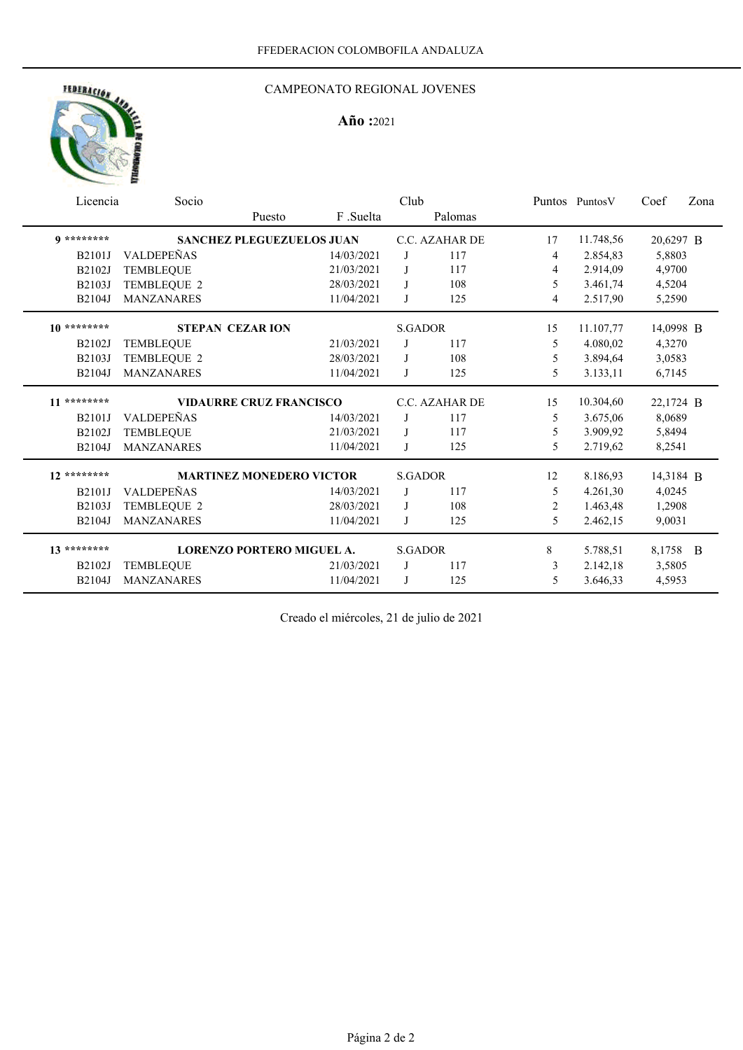FFEDERACION COLOMBOFILA ANDALUZA

CAMPEONATO REGIONAL JOVENES

**Año :**2021

| Licencia | Socio | Puesto | F .Suelta | Club | Palomas | Puntos | PuntosV | Coef | Zona |
|---|---|---|---|---|---|---|---|---|---|
| **9** ******** | **SANCHEZ PLEGUEZUELOS JUAN** | | | C.C. AZAHAR DE | | 17 | 11.748,56 | 20,6297 | B |
| B2101J | VALDEPEÑAS | | 14/03/2021 | J | 117 | 4 | 2.854,83 | 5,8803 | |
| B2102J | TEMBLEQUE | | 21/03/2021 | J | 117 | 4 | 2.914,09 | 4,9700 | |
| B2103J | TEMBLEQUE 2 | | 28/03/2021 | J | 108 | 5 | 3.461,74 | 4,5204 | |
| B2104J | MANZANARES | | 11/04/2021 | J | 125 | 4 | 2.517,90 | 5,2590 | |
| **10** ******** | **STEPAN CEZAR ION** | | | S.GADOR | | 15 | 11.107,77 | 14,0998 | B |
| B2102J | TEMBLEQUE | | 21/03/2021 | J | 117 | 5 | 4.080,02 | 4,3270 | |
| B2103J | TEMBLEQUE 2 | | 28/03/2021 | J | 108 | 5 | 3.894,64 | 3,0583 | |
| B2104J | MANZANARES | | 11/04/2021 | J | 125 | 5 | 3.133,11 | 6,7145 | |
| **11** ******** | **VIDAURRE CRUZ FRANCISCO** | | | C.C. AZAHAR DE | | 15 | 10.304,60 | 22,1724 | B |
| B2101J | VALDEPEÑAS | | 14/03/2021 | J | 117 | 5 | 3.675,06 | 8,0689 | |
| B2102J | TEMBLEQUE | | 21/03/2021 | J | 117 | 5 | 3.909,92 | 5,8494 | |
| B2104J | MANZANARES | | 11/04/2021 | J | 125 | 5 | 2.719,62 | 8,2541 | |
| **12** ******** | **MARTINEZ MONEDERO VICTOR** | | | S.GADOR | | 12 | 8.186,93 | 14,3184 | B |
| B2101J | VALDEPEÑAS | | 14/03/2021 | J | 117 | 5 | 4.261,30 | 4,0245 | |
| B2103J | TEMBLEQUE 2 | | 28/03/2021 | J | 108 | 2 | 1.463,48 | 1,2908 | |
| B2104J | MANZANARES | | 11/04/2021 | J | 125 | 5 | 2.462,15 | 9,0031 | |
| **13** ******** | **LORENZO PORTERO MIGUEL A.** | | | S.GADOR | | 8 | 5.788,51 | 8,1758 | B |
| B2102J | TEMBLEQUE | | 21/03/2021 | J | 117 | 3 | 2.142,18 | 3,5805 | |
| B2104J | MANZANARES | | 11/04/2021 | J | 125 | 5 | 3.646,33 | 4,5953 | |

Creado el miércoles, 21 de julio de 2021